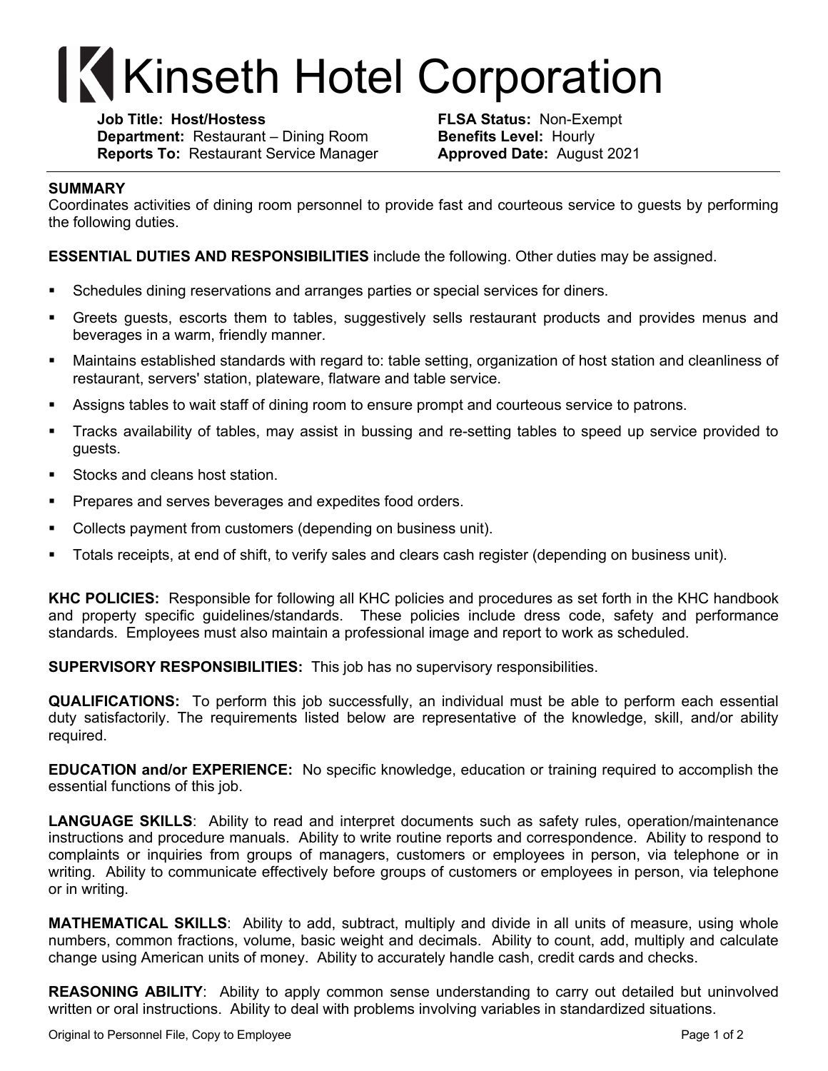# Kinseth Hotel Corporation

**Job Title:** Host/Hostess
**Department:** Restaurant – Dining Room
**Reports To:** Restaurant Service Manager

**FLSA Status:** Non-Exempt
**Benefits Level:** Hourly
**Approved Date:** August 2021

---

**SUMMARY**
Coordinates activities of dining room personnel to provide fast and courteous service to guests by performing the following duties.

**ESSENTIAL DUTIES AND RESPONSIBILITIES** include the following. Other duties may be assigned.

- Schedules dining reservations and arranges parties or special services for diners.
- Greets guests, escorts them to tables, suggestively sells restaurant products and provides menus and beverages in a warm, friendly manner.
- Maintains established standards with regard to: table setting, organization of host station and cleanliness of restaurant, servers' station, plateware, flatware and table service.
- Assigns tables to wait staff of dining room to ensure prompt and courteous service to patrons.
- Tracks availability of tables, may assist in bussing and re-setting tables to speed up service provided to guests.
- Stocks and cleans host station.
- Prepares and serves beverages and expedites food orders.
- Collects payment from customers (depending on business unit).
- Totals receipts, at end of shift, to verify sales and clears cash register (depending on business unit).

**KHC POLICIES:** Responsible for following all KHC policies and procedures as set forth in the KHC handbook and property specific guidelines/standards. These policies include dress code, safety and performance standards. Employees must also maintain a professional image and report to work as scheduled.

**SUPERVISORY RESPONSIBILITIES:** This job has no supervisory responsibilities.

**QUALIFICATIONS:** To perform this job successfully, an individual must be able to perform each essential duty satisfactorily. The requirements listed below are representative of the knowledge, skill, and/or ability required.

**EDUCATION and/or EXPERIENCE:** No specific knowledge, education or training required to accomplish the essential functions of this job.

**LANGUAGE SKILLS**: Ability to read and interpret documents such as safety rules, operation/maintenance instructions and procedure manuals. Ability to write routine reports and correspondence. Ability to respond to complaints or inquiries from groups of managers, customers or employees in person, via telephone or in writing. Ability to communicate effectively before groups of customers or employees in person, via telephone or in writing.

**MATHEMATICAL SKILLS**: Ability to add, subtract, multiply and divide in all units of measure, using whole numbers, common fractions, volume, basic weight and decimals. Ability to count, add, multiply and calculate change using American units of money. Ability to accurately handle cash, credit cards and checks.

**REASONING ABILITY**: Ability to apply common sense understanding to carry out detailed but uninvolved written or oral instructions. Ability to deal with problems involving variables in standardized situations.

Original to Personnel File, Copy to Employee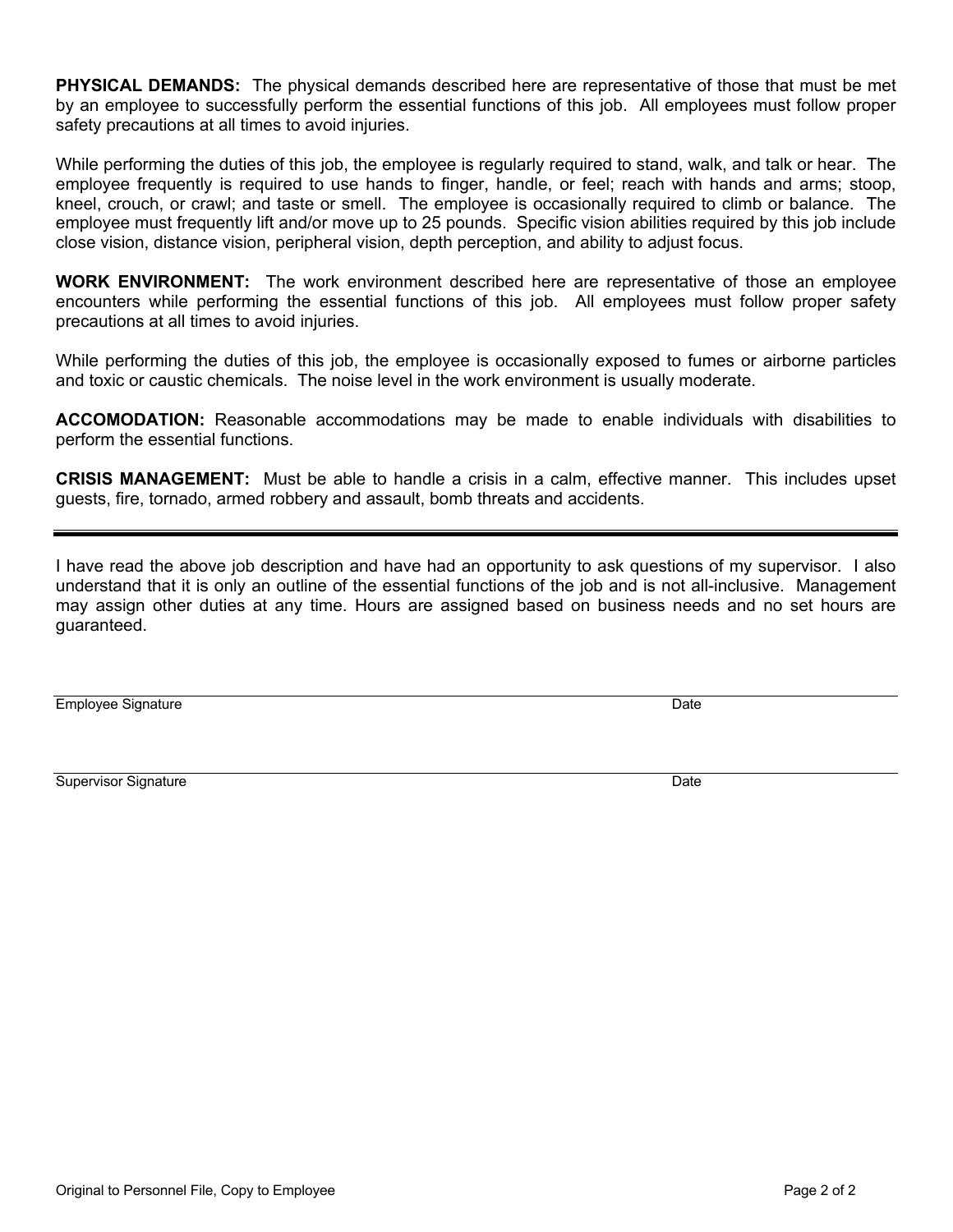**PHYSICAL DEMANDS:** The physical demands described here are representative of those that must be met by an employee to successfully perform the essential functions of this job. All employees must follow proper safety precautions at all times to avoid injuries.

While performing the duties of this job, the employee is regularly required to stand, walk, and talk or hear. The employee frequently is required to use hands to finger, handle, or feel; reach with hands and arms; stoop, kneel, crouch, or crawl; and taste or smell. The employee is occasionally required to climb or balance. The employee must frequently lift and/or move up to 25 pounds. Specific vision abilities required by this job include close vision, distance vision, peripheral vision, depth perception, and ability to adjust focus.

**WORK ENVIRONMENT:** The work environment described here are representative of those an employee encounters while performing the essential functions of this job. All employees must follow proper safety precautions at all times to avoid injuries.

While performing the duties of this job, the employee is occasionally exposed to fumes or airborne particles and toxic or caustic chemicals. The noise level in the work environment is usually moderate.

**ACCOMODATION:** Reasonable accommodations may be made to enable individuals with disabilities to perform the essential functions.

**CRISIS MANAGEMENT:** Must be able to handle a crisis in a calm, effective manner. This includes upset guests, fire, tornado, armed robbery and assault, bomb threats and accidents.

---

I have read the above job description and have had an opportunity to ask questions of my supervisor. I also understand that it is only an outline of the essential functions of the job and is not all-inclusive. Management may assign other duties at any time. Hours are assigned based on business needs and no set hours are guaranteed.

Employee Signature ______________________ Date ________

Supervisor Signature ______________________ Date ________

Original to Personnel File, Copy to Employee